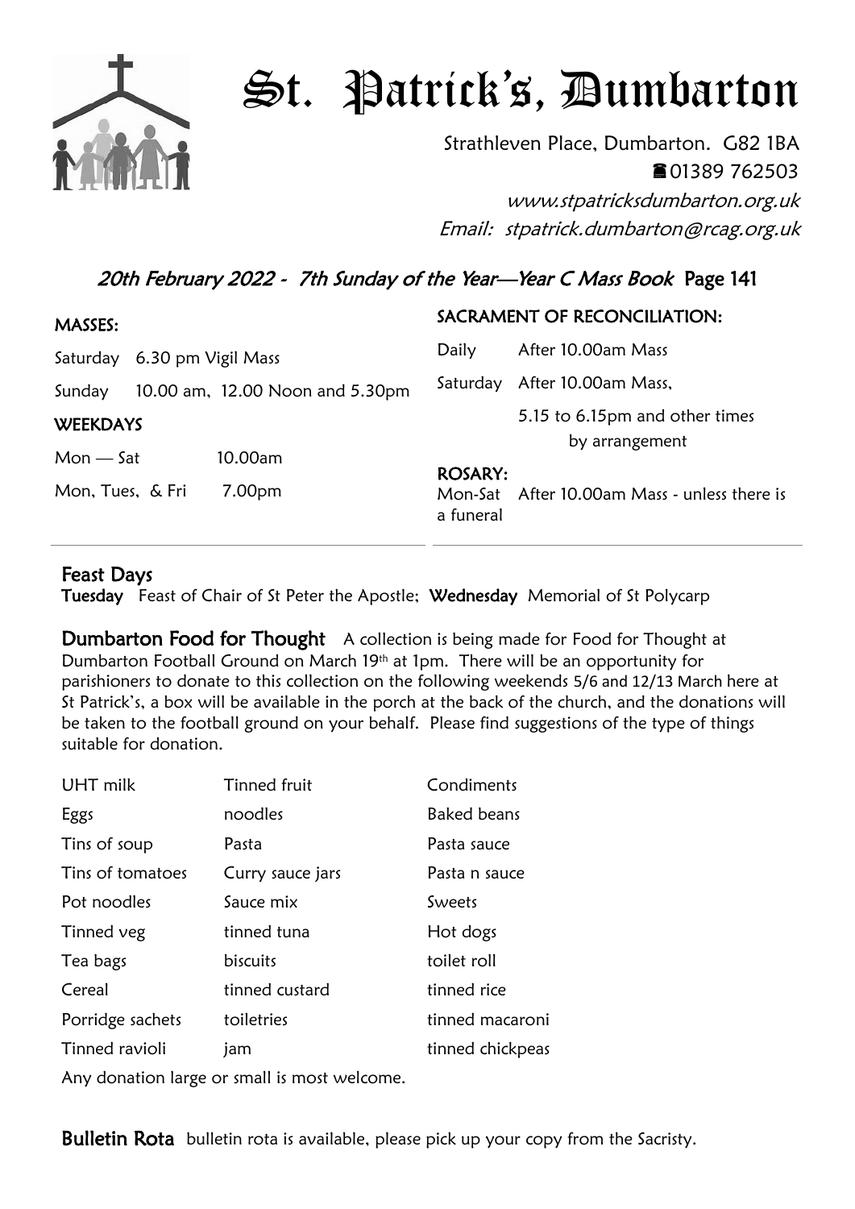# St. Patrick's, Dumbarton

Strathleven Place, Dumbarton. G82 1BA
☎01389 762503
*www.stpatricksdumbarton.org.uk*
*Email: stpatrick.dumbarton@rcag.org.uk*

## *20th February 2022 - 7th Sunday of the Year—Year C Mass Book* Page 141

**MASSES:**

Saturday 6.30 pm Vigil Mass

Sunday 10.00 am, 12.00 Noon and 5.30pm

**WEEKDAYS**

Mon — Sat 10.00am

Mon, Tues, & Fri 7.00pm

**SACRAMENT OF RECONCILIATION:**

Daily After 10.00am Mass

Saturday After 10.00am Mass,
5.15 to 6.15pm and other times by arrangement

**ROSARY:**
Mon-Sat After 10.00am Mass - unless there is a funeral

## Feast Days

**Tuesday** Feast of Chair of St Peter the Apostle; **Wednesday** Memorial of St Polycarp

**Dumbarton Food for Thought** A collection is being made for Food for Thought at Dumbarton Football Ground on March 19th at 1pm. There will be an opportunity for parishioners to donate to this collection on the following weekends 5/6 and 12/13 March here at St Patrick's, a box will be available in the porch at the back of the church, and the donations will be taken to the football ground on your behalf. Please find suggestions of the type of things suitable for donation.

| | | |
|---|---|---|
| UHT milk | Tinned fruit | Condiments |
| Eggs | noodles | Baked beans |
| Tins of soup | Pasta | Pasta sauce |
| Tins of tomatoes | Curry sauce jars | Pasta n sauce |
| Pot noodles | Sauce mix | Sweets |
| Tinned veg | tinned tuna | Hot dogs |
| Tea bags | biscuits | toilet roll |
| Cereal | tinned custard | tinned rice |
| Porridge sachets | toiletries | tinned macaroni |
| Tinned ravioli | jam | tinned chickpeas |

Any donation large or small is most welcome.

**Bulletin Rota** bulletin rota is available, please pick up your copy from the Sacristy.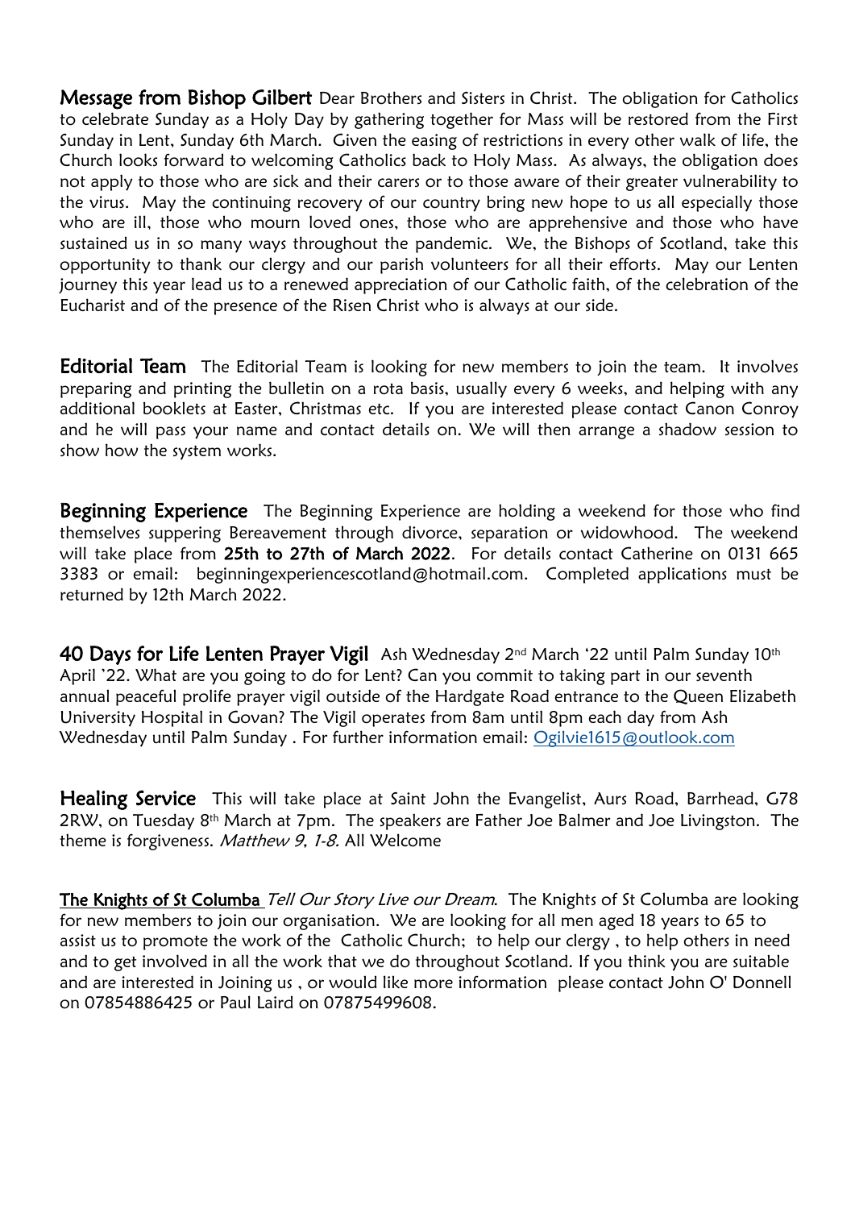**Message from Bishop Gilbert** Dear Brothers and Sisters in Christ. The obligation for Catholics to celebrate Sunday as a Holy Day by gathering together for Mass will be restored from the First Sunday in Lent, Sunday 6th March. Given the easing of restrictions in every other walk of life, the Church looks forward to welcoming Catholics back to Holy Mass. As always, the obligation does not apply to those who are sick and their carers or to those aware of their greater vulnerability to the virus. May the continuing recovery of our country bring new hope to us all especially those who are ill, those who mourn loved ones, those who are apprehensive and those who have sustained us in so many ways throughout the pandemic. We, the Bishops of Scotland, take this opportunity to thank our clergy and our parish volunteers for all their efforts. May our Lenten journey this year lead us to a renewed appreciation of our Catholic faith, of the celebration of the Eucharist and of the presence of the Risen Christ who is always at our side.

**Editorial Team** The Editorial Team is looking for new members to join the team. It involves preparing and printing the bulletin on a rota basis, usually every 6 weeks, and helping with any additional booklets at Easter, Christmas etc. If you are interested please contact Canon Conroy and he will pass your name and contact details on. We will then arrange a shadow session to show how the system works.

**Beginning Experience** The Beginning Experience are holding a weekend for those who find themselves suppering Bereavement through divorce, separation or widowhood. The weekend will take place from **25th to 27th of March 2022**. For details contact Catherine on 0131 665 3383 or email: beginningexperiencescotland@hotmail.com. Completed applications must be returned by 12th March 2022.

**40 Days for Life Lenten Prayer Vigil** Ash Wednesday 2nd March '22 until Palm Sunday 10th April '22. What are you going to do for Lent? Can you commit to taking part in our seventh annual peaceful prolife prayer vigil outside of the Hardgate Road entrance to the Queen Elizabeth University Hospital in Govan? The Vigil operates from 8am until 8pm each day from Ash Wednesday until Palm Sunday . For further information email: Ogilvie1615@outlook.com

**Healing Service** This will take place at Saint John the Evangelist, Aurs Road, Barrhead, G78 2RW, on Tuesday 8th March at 7pm. The speakers are Father Joe Balmer and Joe Livingston. The theme is forgiveness. *Matthew 9, 1-8.* All Welcome

**The Knights of St Columba** *Tell Our Story Live our Dream*. The Knights of St Columba are looking for new members to join our organisation. We are looking for all men aged 18 years to 65 to assist us to promote the work of the Catholic Church; to help our clergy , to help others in need and to get involved in all the work that we do throughout Scotland. If you think you are suitable and are interested in Joining us , or would like more information please contact John O' Donnell on 07854886425 or Paul Laird on 07875499608.